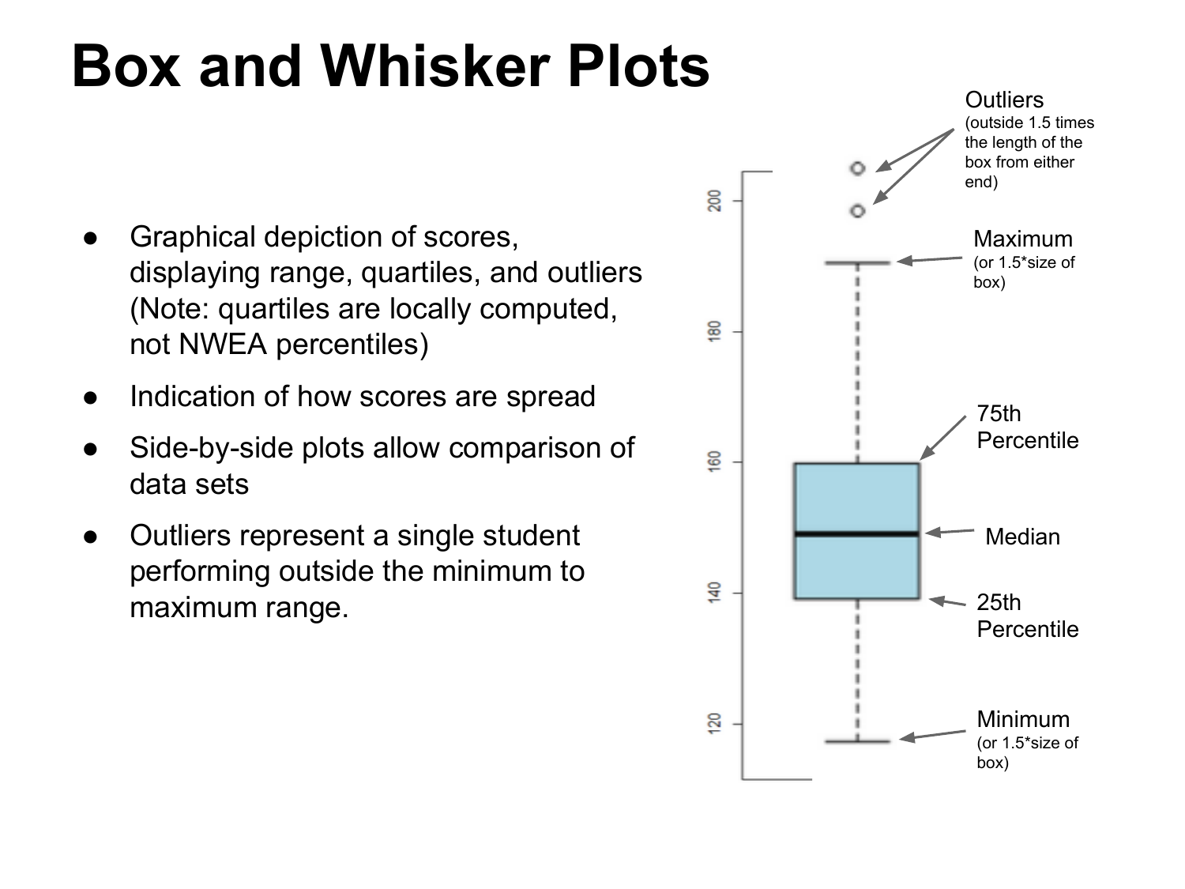# Box and Whisker Plots

- Graphical depiction of scores, displaying range, quartiles, and outliers (Note: quartiles are locally computed, not NWEA percentiles)
- Indication of how scores are spread
- Side-by-side plots allow comparison of data sets
- Outliers represent a single student performing outside the minimum to maximum range.

Outliers (outside 1.5 times the length of the box from either end)

Maximum (or 1.5*size of box)

75th Percentile

Median

25th Percentile

Minimum (or 1.5*size of box)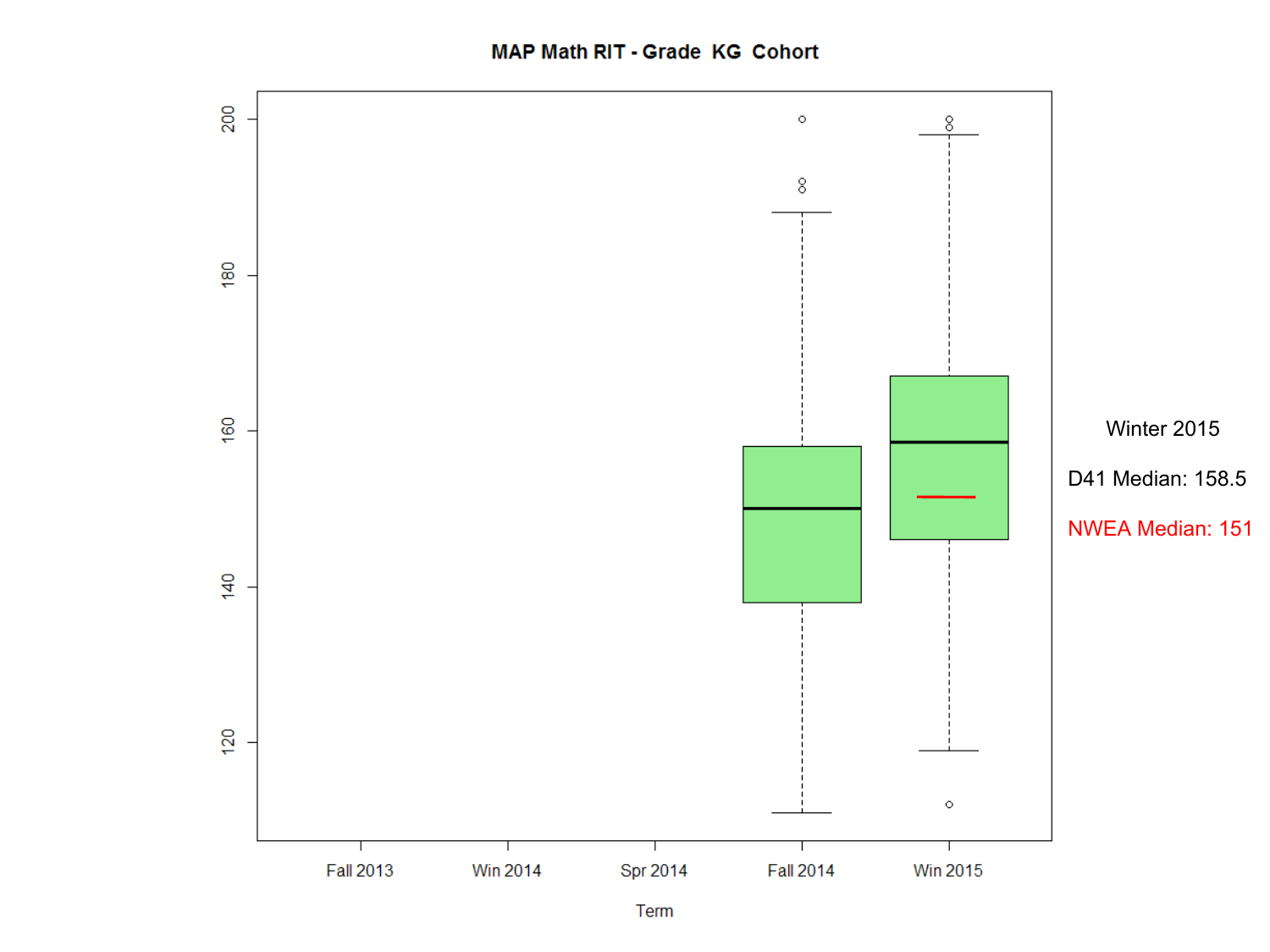MAP Math RIT - Grade KG Cohort

Winter 2015

D41 Median: 158.5

NWEA Median: 151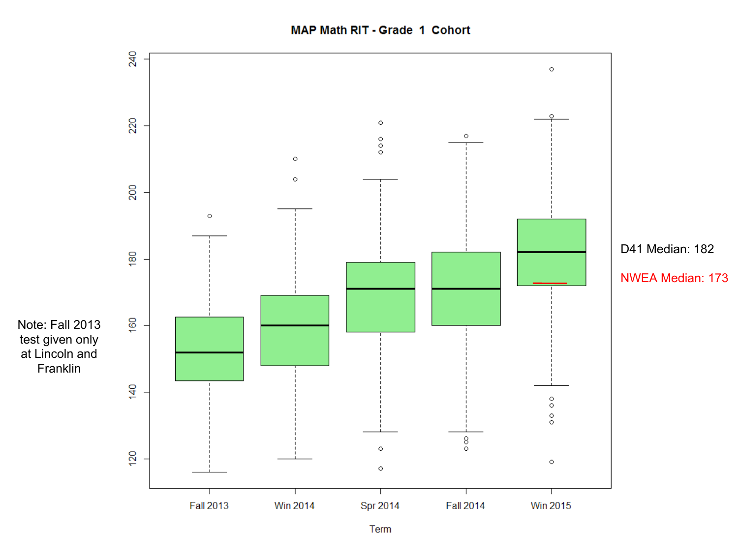# MAP Math RIT - Grade 1 Cohort

Note: Fall 2013 test given only at Lincoln and Franklin

D41 Median: 182

NWEA Median: 173

Term: Fall 2013, Win 2014, Spr 2014, Fall 2014, Win 2015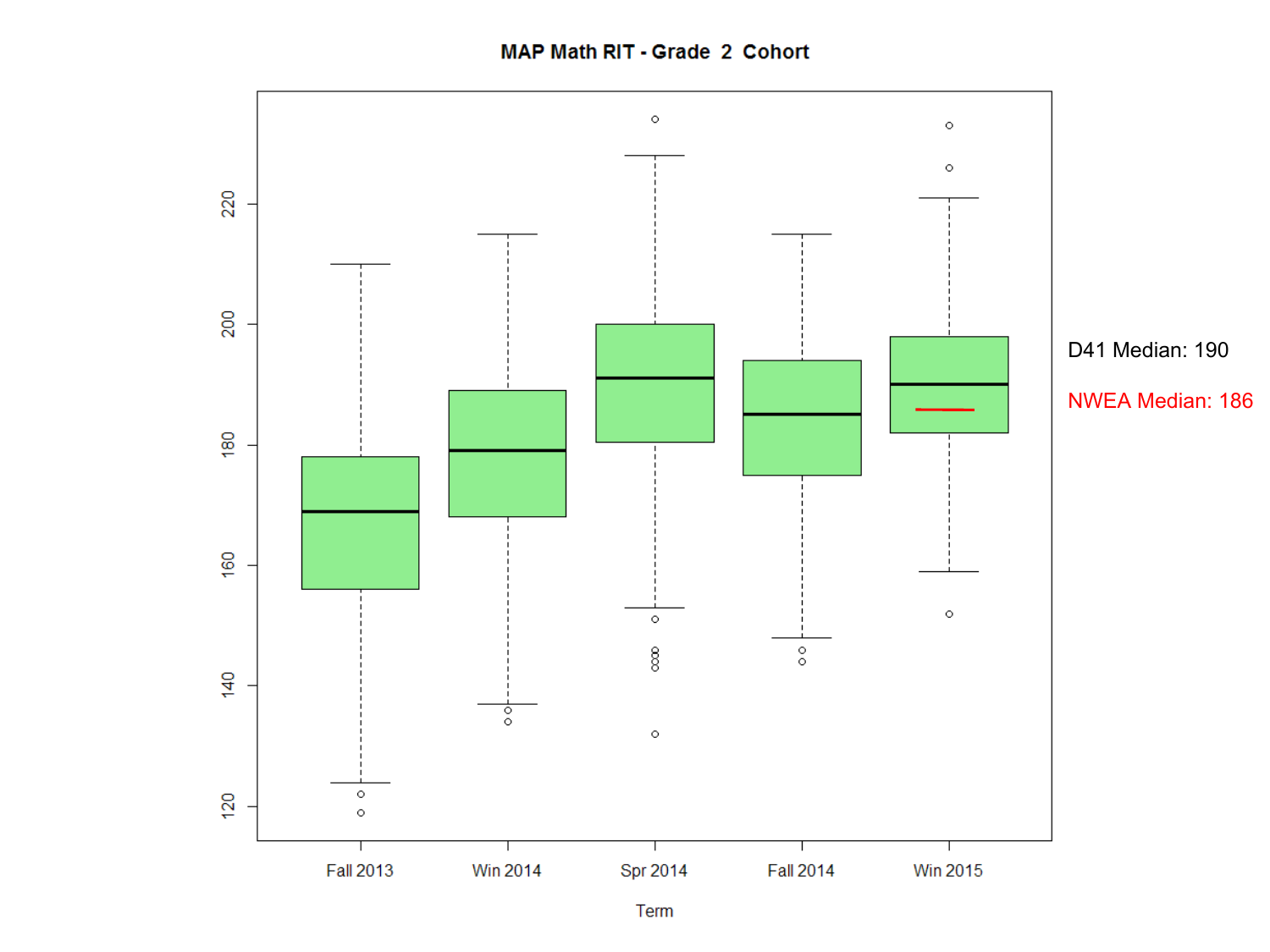MAP Math RIT - Grade 2 Cohort

D41 Median: 190

NWEA Median: 186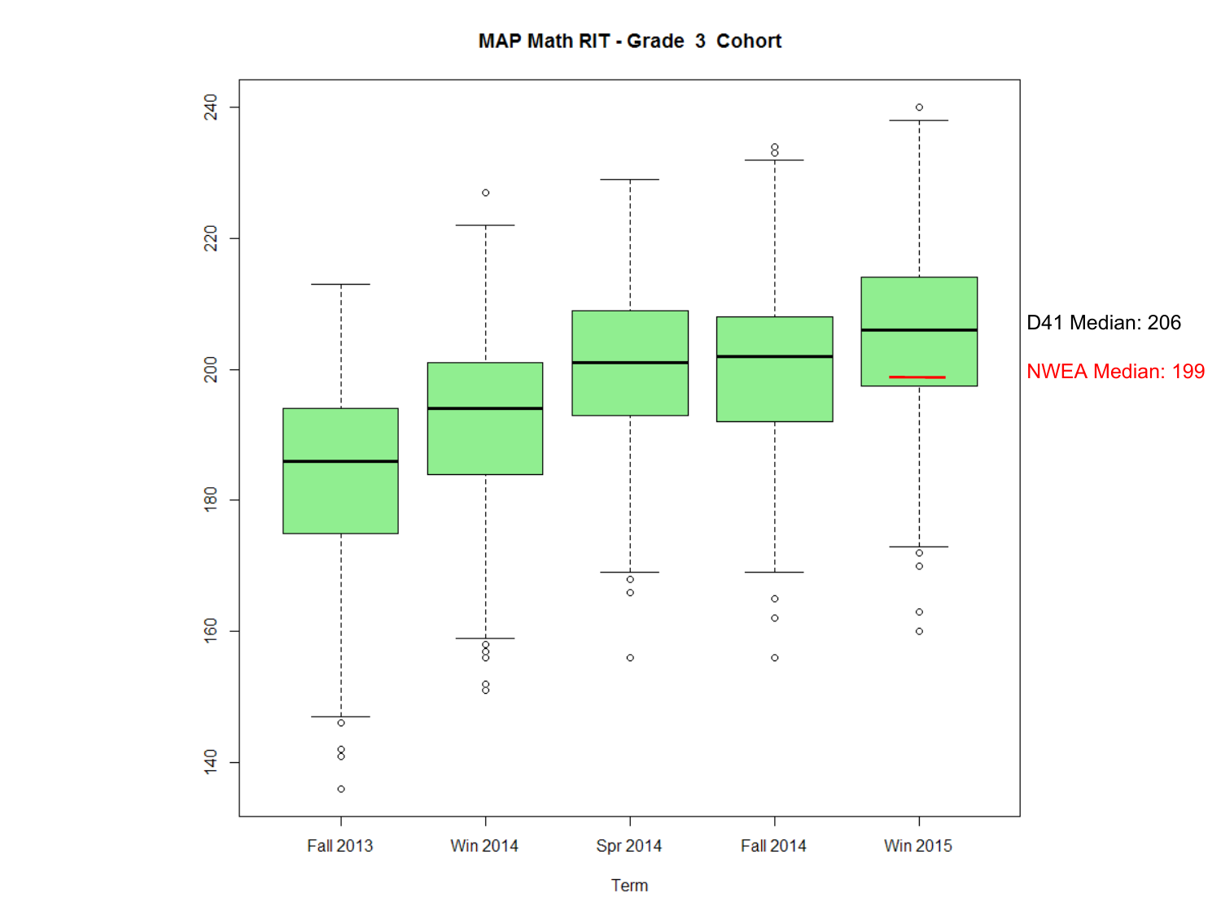# MAP Math RIT - Grade 3 Cohort

D41 Median: 206

NWEA Median: 199

Term: Fall 2013, Win 2014, Spr 2014, Fall 2014, Win 2015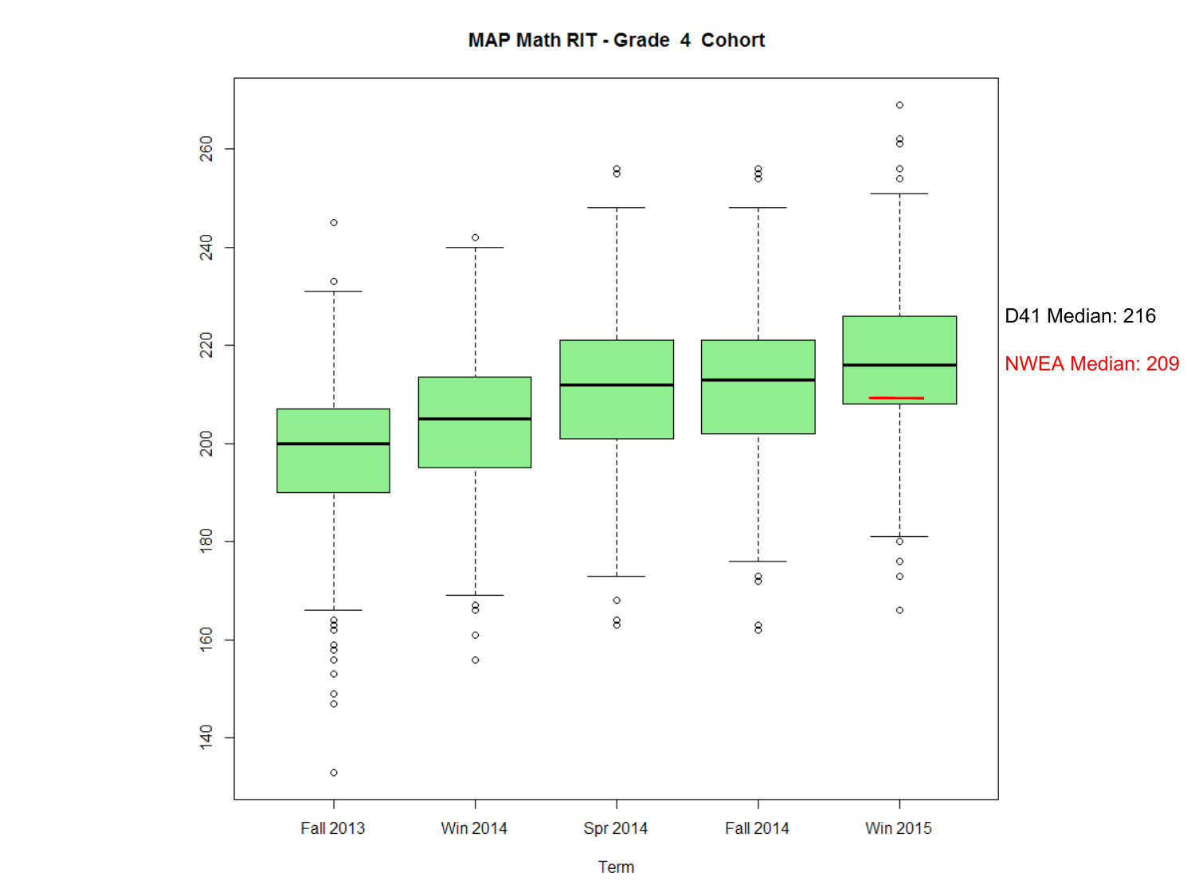MAP Math RIT - Grade 4 Cohort

D41 Median: 216

NWEA Median: 209

Term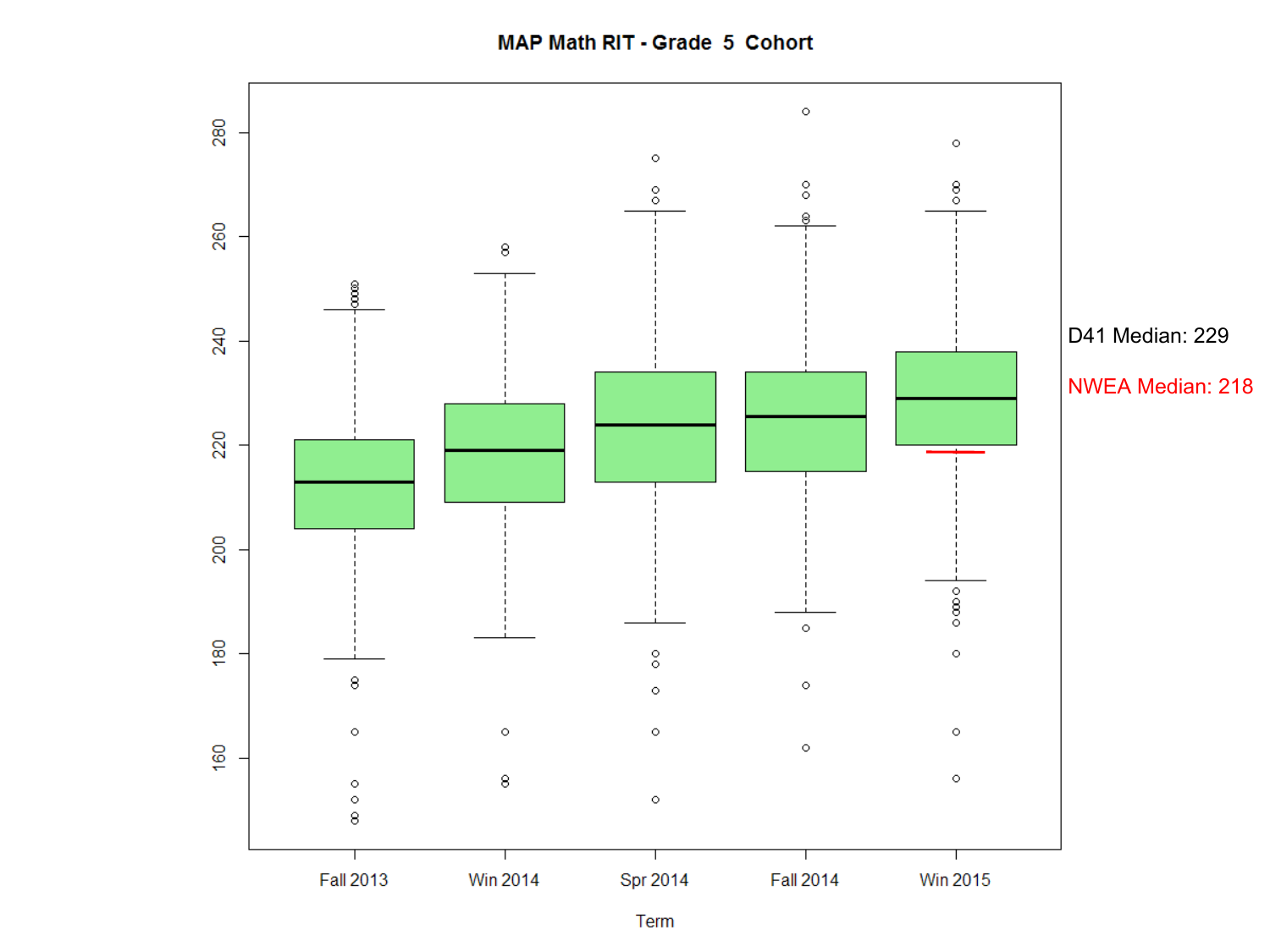MAP Math RIT - Grade 5 Cohort

D41 Median: 229

NWEA Median: 218

Term: Fall 2013, Win 2014, Spr 2014, Fall 2014, Win 2015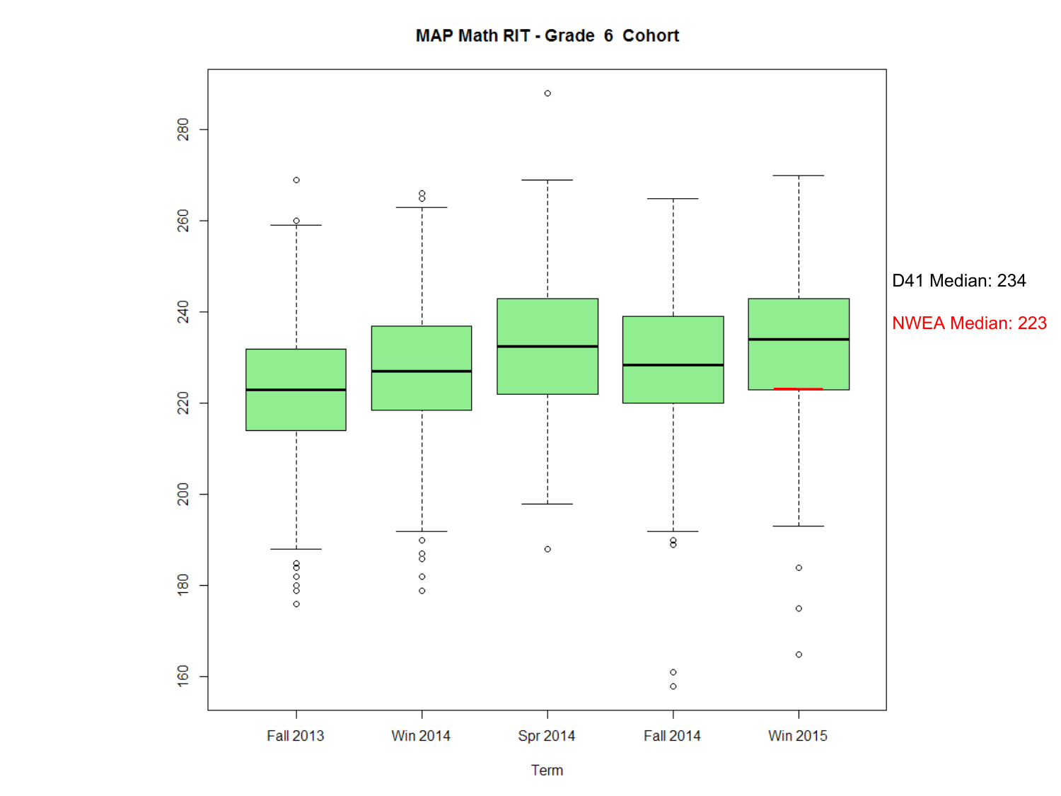## MAP Math RIT - Grade 6 Cohort

D41 Median: 234

NWEA Median: 223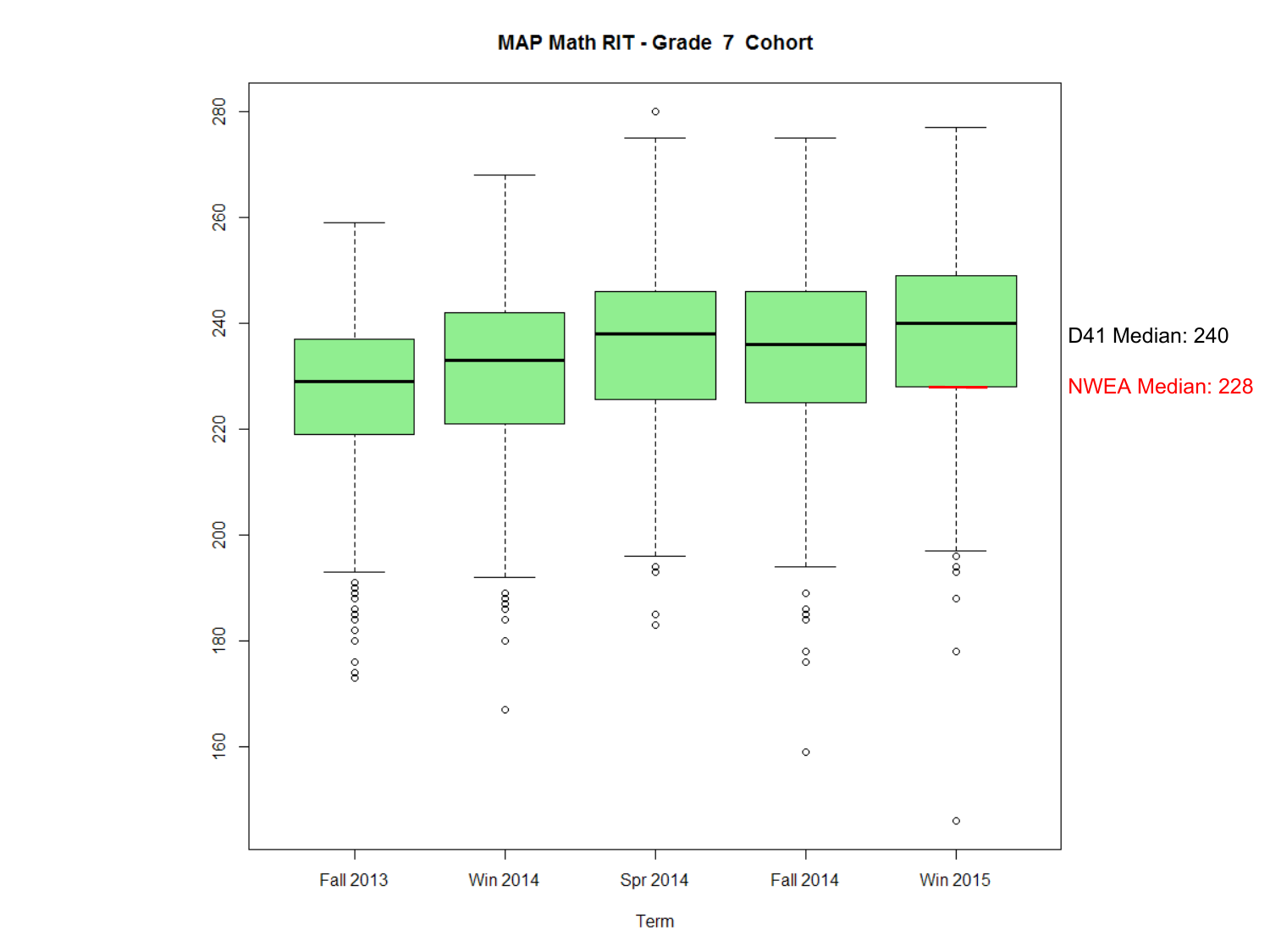## MAP Math RIT - Grade 7 Cohort

D41 Median: 240

NWEA Median: 228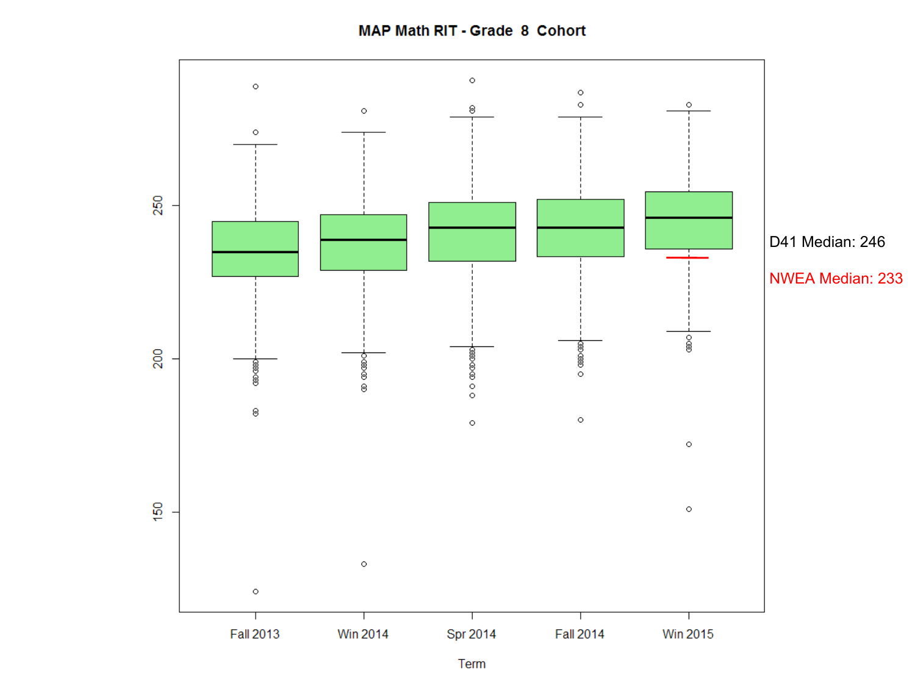MAP Math RIT - Grade 8 Cohort

D41 Median: 246

NWEA Median: 233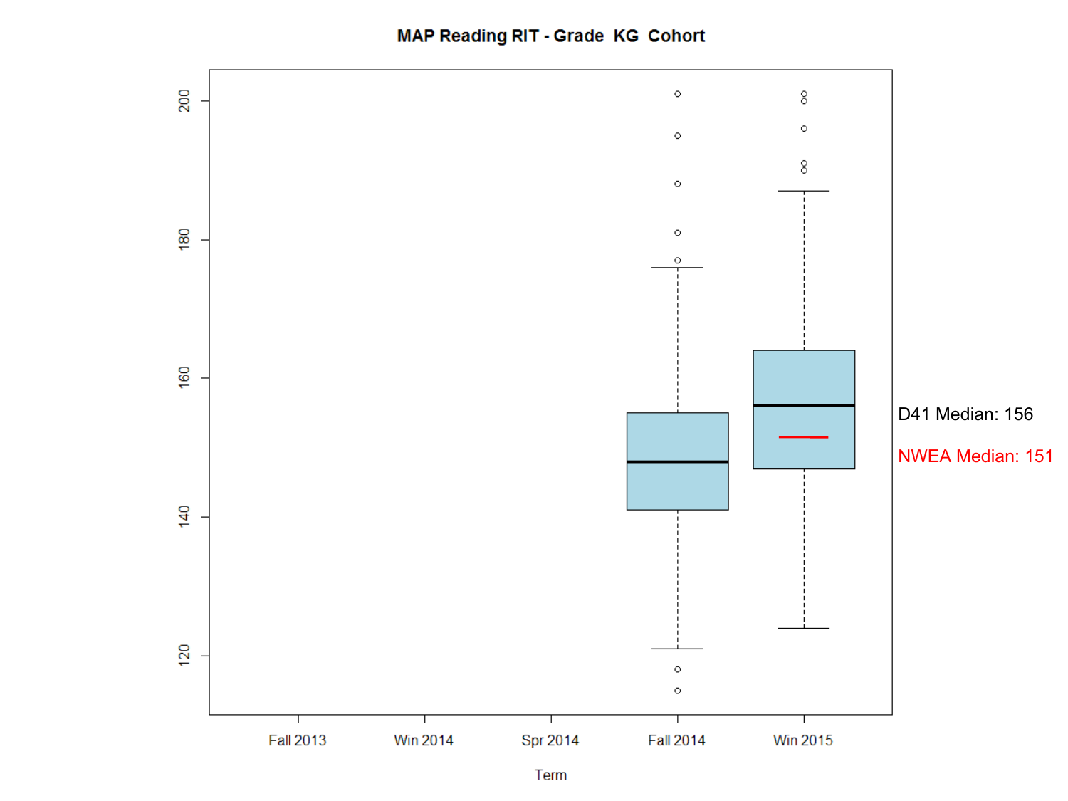# MAP Reading RIT - Grade KG Cohort

D41 Median: 156

NWEA Median: 151

Term: Fall 2013, Win 2014, Spr 2014, Fall 2014, Win 2015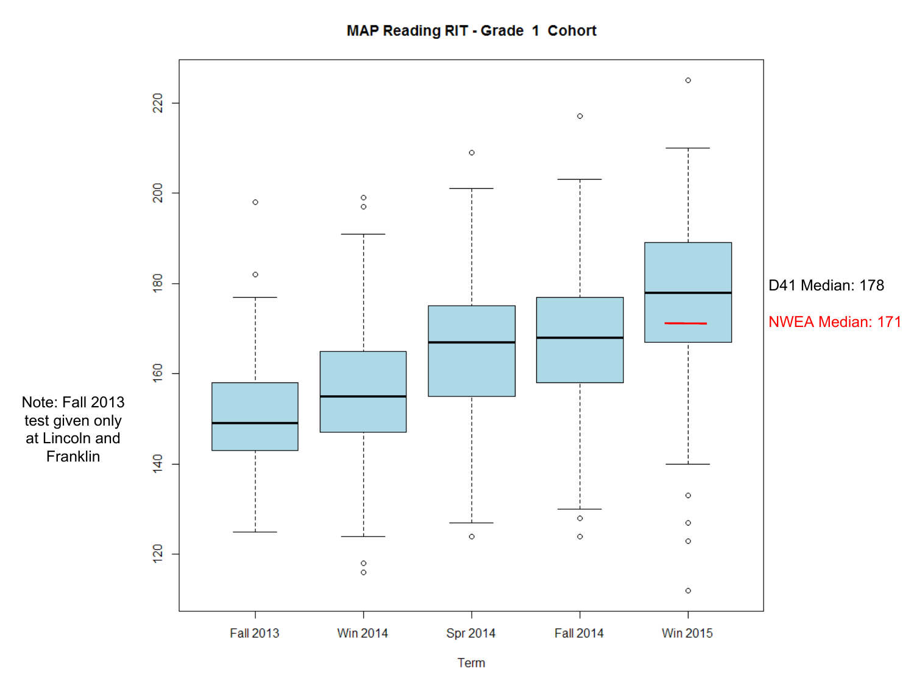## MAP Reading RIT - Grade 1 Cohort

Note: Fall 2013 test given only at Lincoln and Franklin

D41 Median: 178

NWEA Median: 171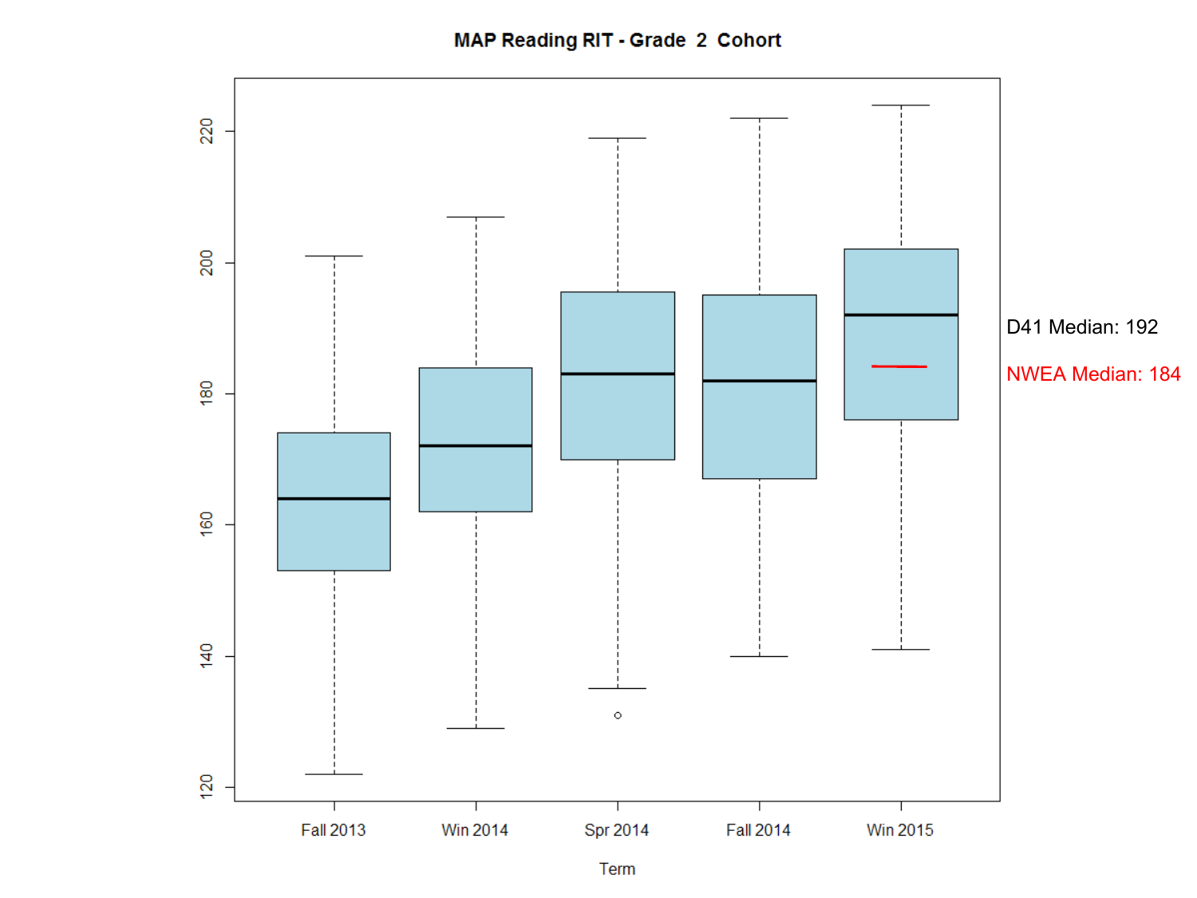**MAP Reading RIT - Grade 2 Cohort**

D41 Median: 192

NWEA Median: 184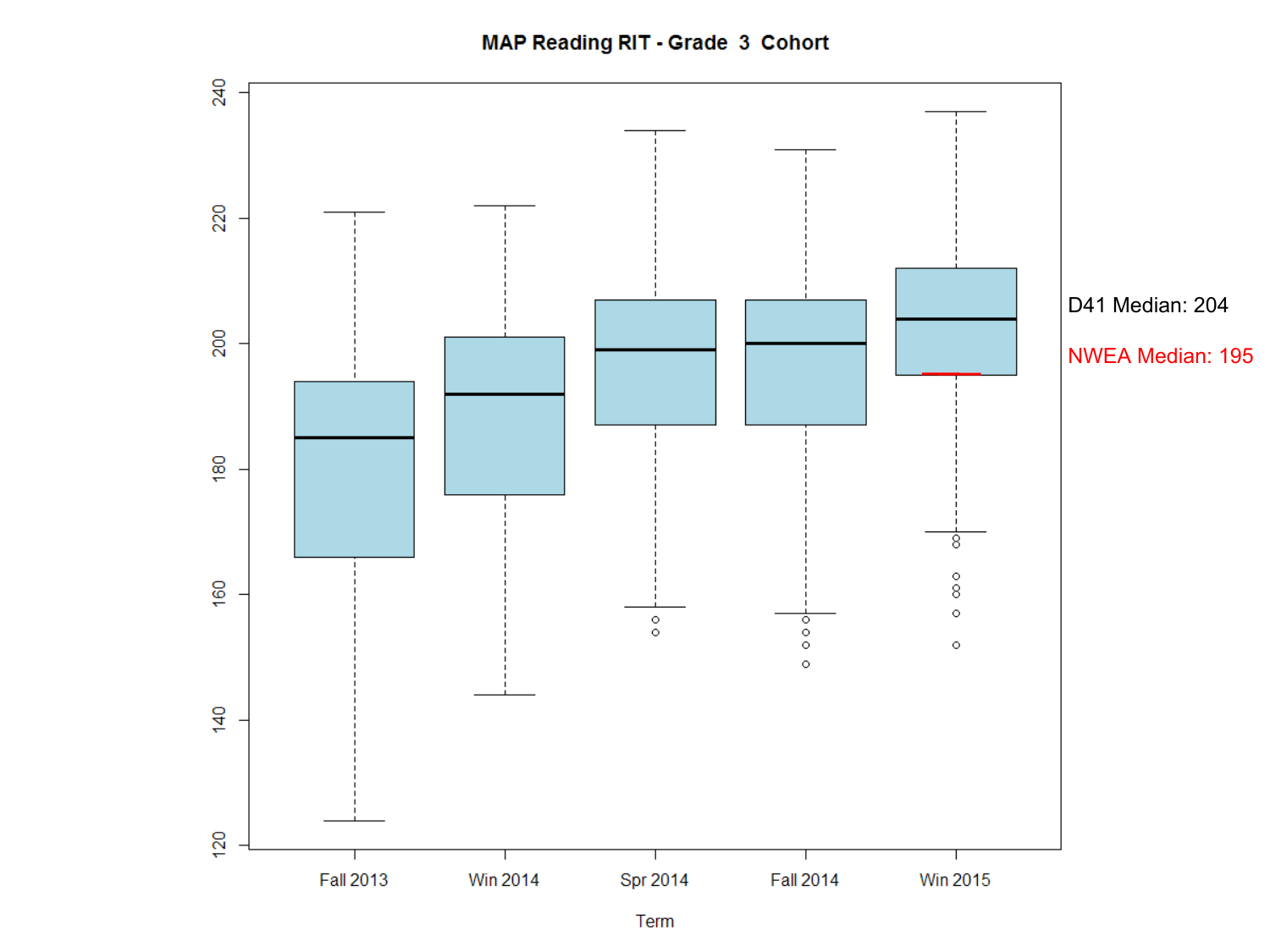MAP Reading RIT - Grade 3 Cohort

D41 Median: 204

NWEA Median: 195

Term

Fall 2013 | Win 2014 | Spr 2014 | Fall 2014 | Win 2015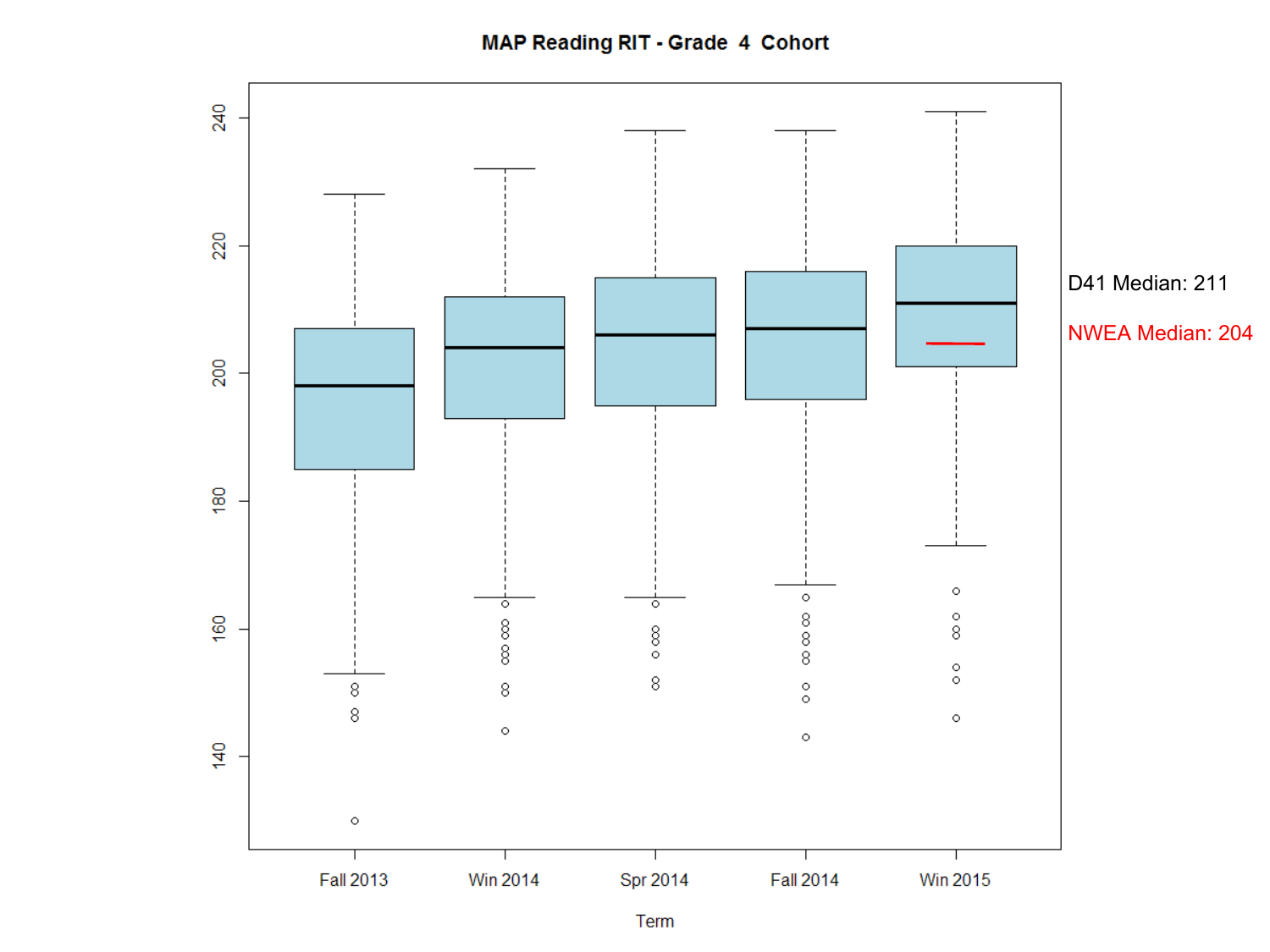**MAP Reading RIT - Grade 4 Cohort**

D41 Median: 211

NWEA Median: 204

Term: Fall 2013, Win 2014, Spr 2014, Fall 2014, Win 2015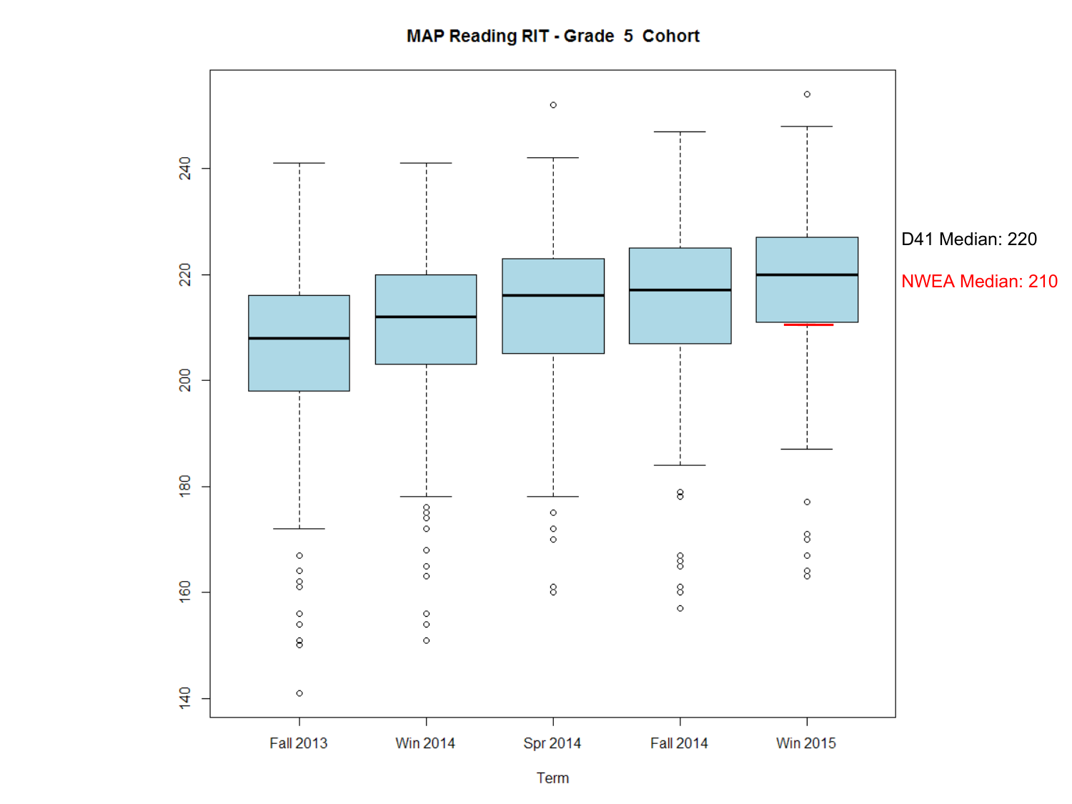## MAP Reading RIT - Grade 5 Cohort

D41 Median: 220

NWEA Median: 210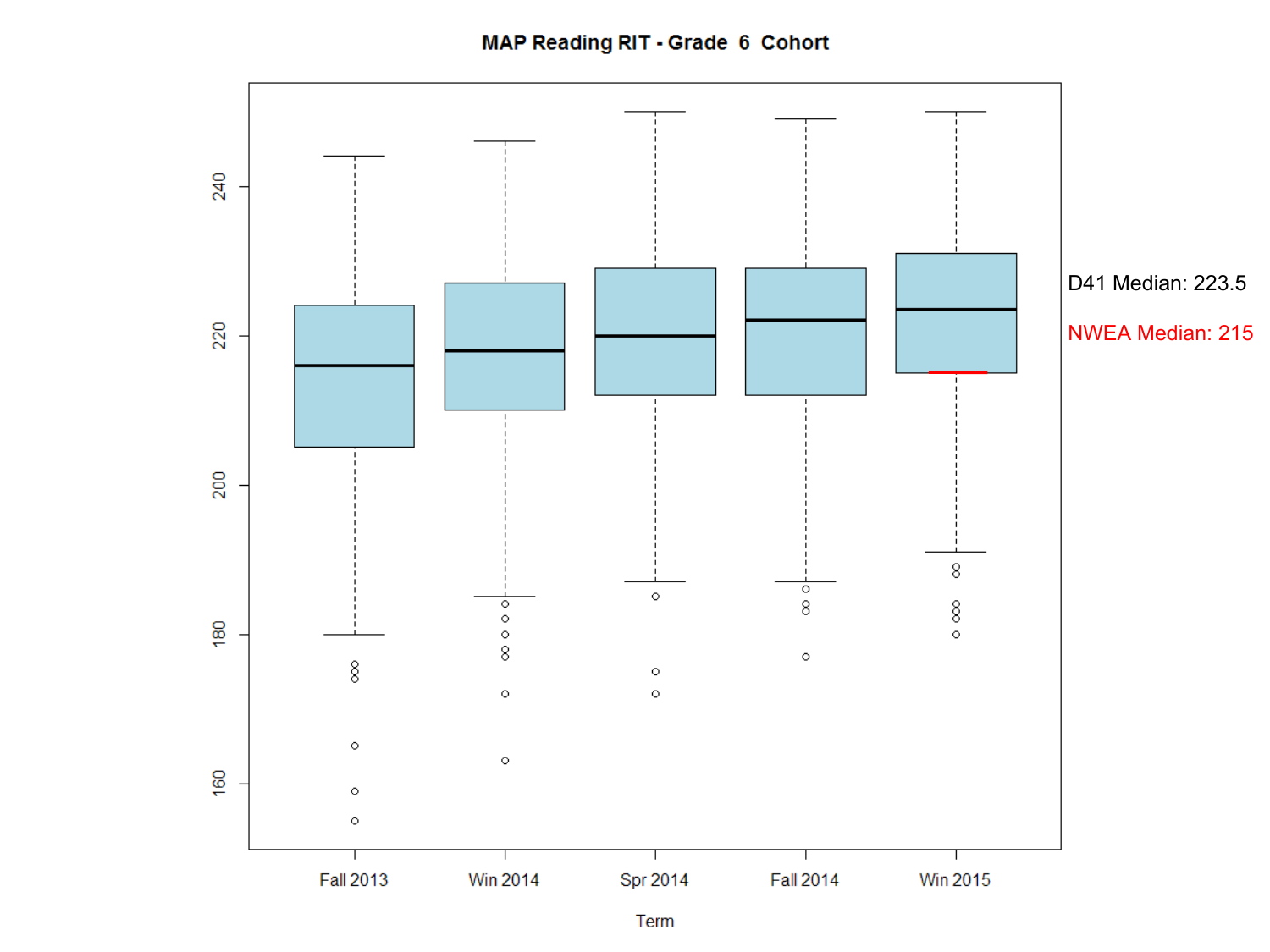**MAP Reading RIT - Grade 6 Cohort**

D41 Median: 223.5

NWEA Median: 215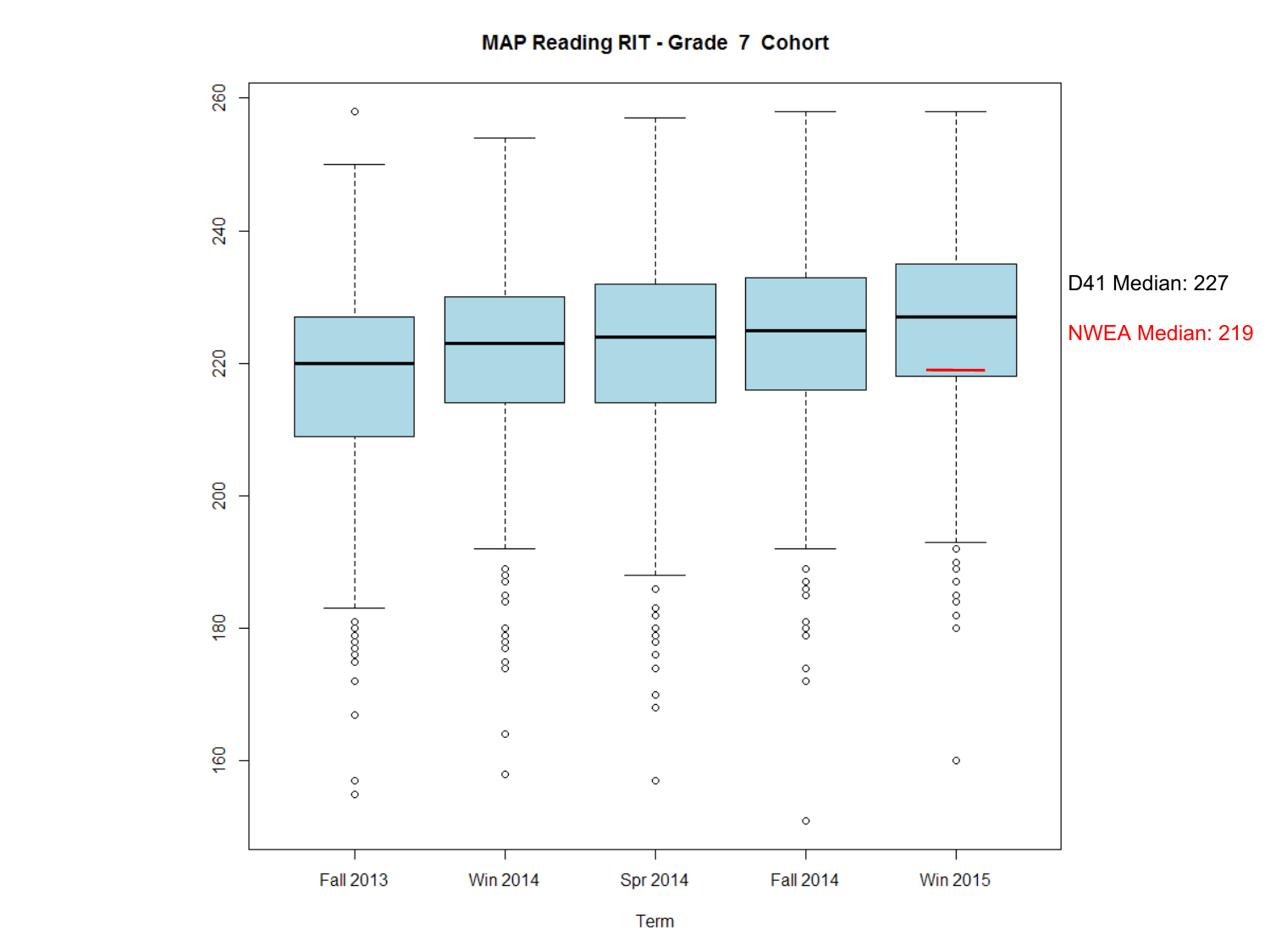**MAP Reading RIT - Grade 7 Cohort**

D41 Median: 227

NWEA Median: 219

Term: Fall 2013, Win 2014, Spr 2014, Fall 2014, Win 2015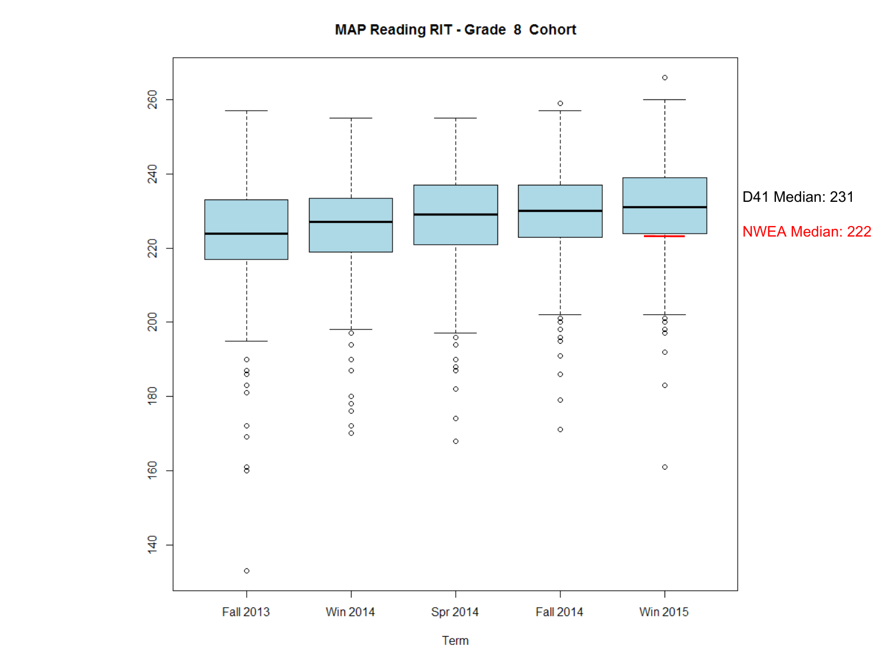MAP Reading RIT - Grade 8 Cohort

260

240

220

200

180

160

140

Fall 2013

Win 2014

Spr 2014

Fall 2014

Win 2015

Term

D41 Median: 231

NWEA Median: 222